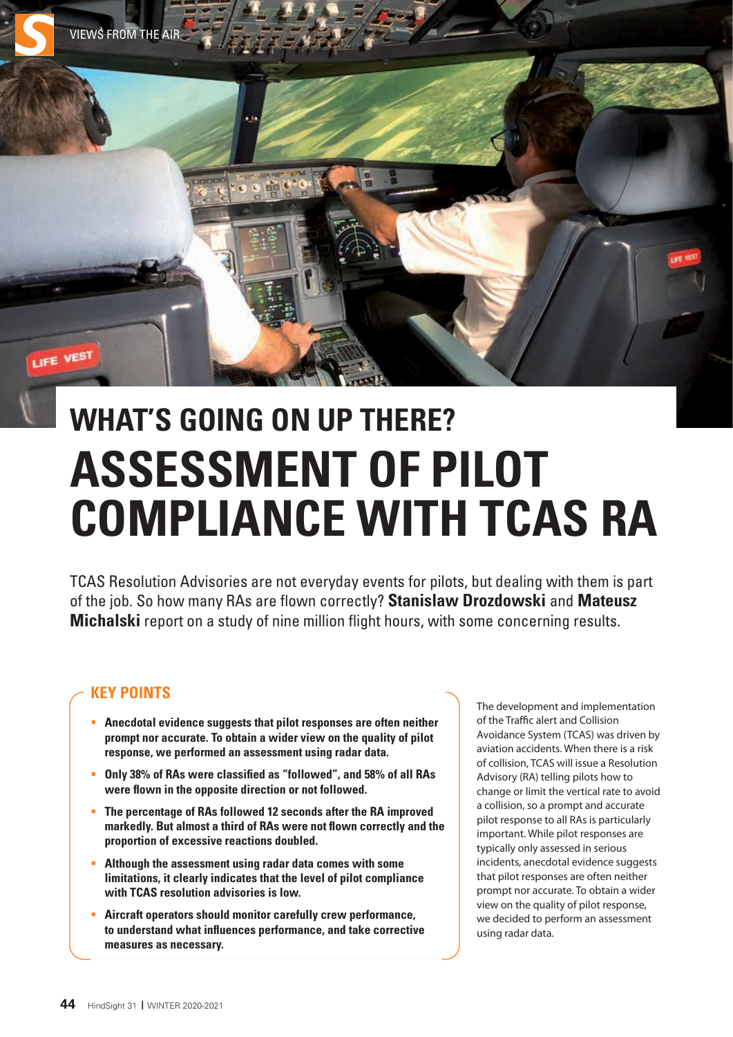# WHAT'S GOING ON UP THERE?

# ASSESSMENT OF PILOT COMPLIANCE WITH TCAS RA

TCAS Resolution Advisories are not everyday events for pilots, but dealing with them is part of the job. So how many RAs are flown correctly? **Stanislaw Drozdowski** and **Mateusz Michalski** report on a study of nine million flight hours, with some concerning results.

## KEY POINTS

- **Anecdotal evidence suggests that pilot responses are often neither prompt nor accurate. To obtain a wider view on the quality of pilot response, we performed an assessment using radar data.**
- **Only 38% of RAs were classified as "followed", and 58% of all RAs were flown in the opposite direction or not followed.**
- **The percentage of RAs followed 12 seconds after the RA improved markedly. But almost a third of RAs were not flown correctly and the proportion of excessive reactions doubled.**
- **Although the assessment using radar data comes with some limitations, it clearly indicates that the level of pilot compliance with TCAS resolution advisories is low.**
- **Aircraft operators should monitor carefully crew performance, to understand what influences performance, and take corrective measures as necessary.**

The development and implementation of the Traffic alert and Collision Avoidance System (TCAS) was driven by aviation accidents. When there is a risk of collision, TCAS will issue a Resolution Advisory (RA) telling pilots how to change or limit the vertical rate to avoid a collision, so a prompt and accurate pilot response to all RAs is particularly important. While pilot responses are typically only assessed in serious incidents, anecdotal evidence suggests that pilot responses are often neither prompt nor accurate. To obtain a wider view on the quality of pilot response, we decided to perform an assessment using radar data.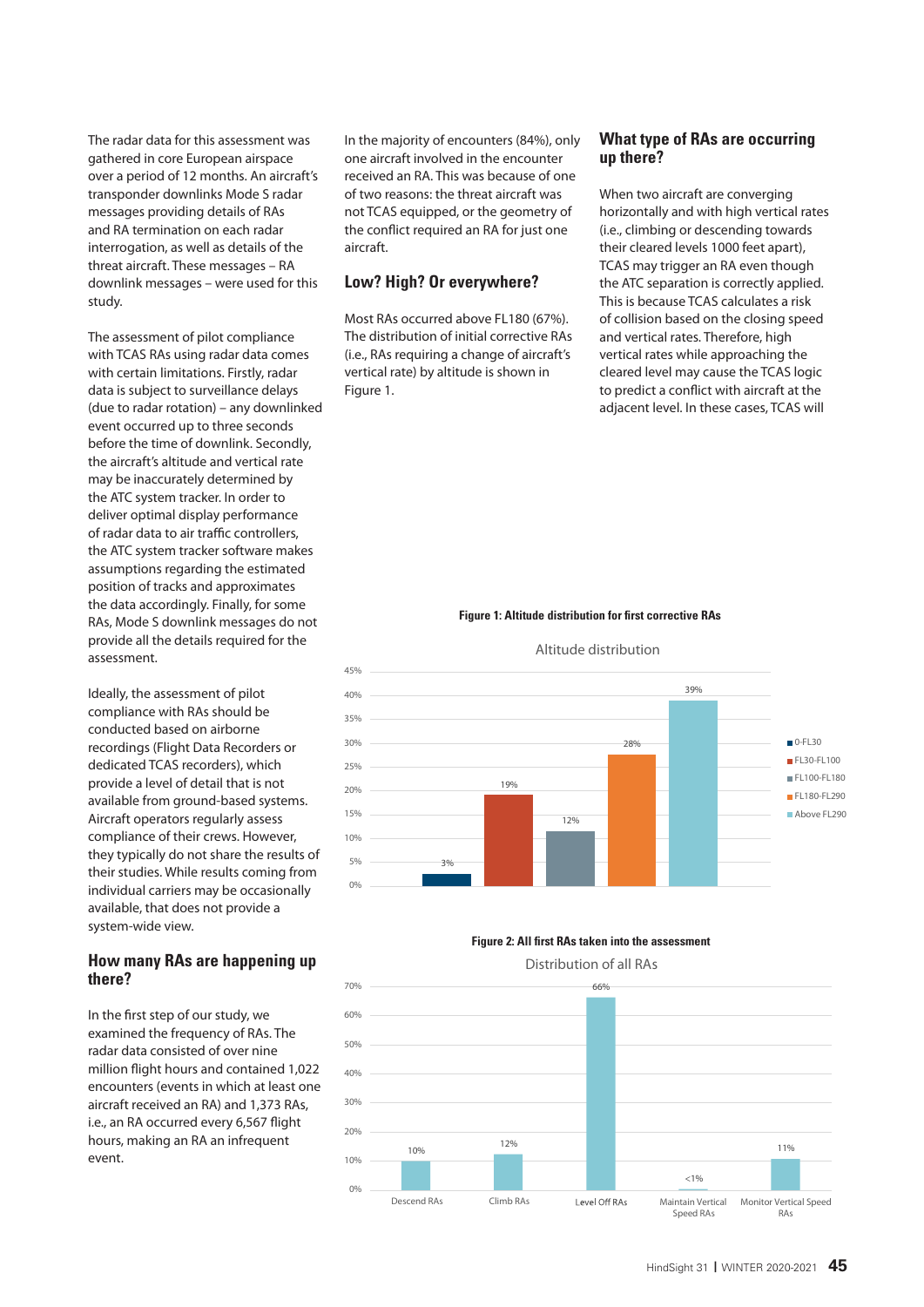The radar data for this assessment was gathered in core European airspace over a period of 12 months. An aircraft's transponder downlinks Mode S radar messages providing details of RAs and RA termination on each radar interrogation, as well as details of the threat aircraft. These messages – RA downlink messages – were used for this study.

The assessment of pilot compliance with TCAS RAs using radar data comes with certain limitations. Firstly, radar data is subject to surveillance delays (due to radar rotation) – any downlinked event occurred up to three seconds before the time of downlink. Secondly, the aircraft's altitude and vertical rate may be inaccurately determined by the ATC system tracker. In order to deliver optimal display performance of radar data to air traffic controllers, the ATC system tracker software makes assumptions regarding the estimated position of tracks and approximates the data accordingly. Finally, for some RAs, Mode S downlink messages do not provide all the details required for the assessment.

Ideally, the assessment of pilot compliance with RAs should be conducted based on airborne recordings (Flight Data Recorders or dedicated TCAS recorders), which provide a level of detail that is not available from ground-based systems. Aircraft operators regularly assess compliance of their crews. However, they typically do not share the results of their studies. While results coming from individual carriers may be occasionally available, that does not provide a system-wide view.

## How many RAs are happening up there?

In the first step of our study, we examined the frequency of RAs. The radar data consisted of over nine million flight hours and contained 1,022 encounters (events in which at least one aircraft received an RA) and 1,373 RAs, i.e., an RA occurred every 6,567 flight hours, making an RA an infrequent event.

In the majority of encounters (84%), only one aircraft involved in the encounter received an RA. This was because of one of two reasons: the threat aircraft was not TCAS equipped, or the geometry of the conflict required an RA for just one aircraft.

## Low? High? Or everywhere?

Most RAs occurred above FL180 (67%). The distribution of initial corrective RAs (i.e., RAs requiring a change of aircraft's vertical rate) by altitude is shown in Figure 1.

## What type of RAs are occurring up there?

When two aircraft are converging horizontally and with high vertical rates (i.e., climbing or descending towards their cleared levels 1000 feet apart), TCAS may trigger an RA even though the ATC separation is correctly applied. This is because TCAS calculates a risk of collision based on the closing speed and vertical rates. Therefore, high vertical rates while approaching the cleared level may cause the TCAS logic to predict a conflict with aircraft at the adjacent level. In these cases, TCAS will

**Figure 1: Altitude distribution for first corrective RAs**

Altitude distribution

| Altitude band | Share |
|---|---|
| 0-FL30 | 3% |
| FL30-FL100 | 19% |
| FL100-FL180 | 12% |
| FL180-FL290 | 28% |
| Above FL290 | 39% |

**Figure 2: All first RAs taken into the assessment**

Distribution of all RAs

| RA type | Share |
|---|---|
| Descend RAs | 10% |
| Climb RAs | 12% |
| Level Off RAs | 66% |
| Maintain Vertical Speed RAs | <1% |
| Monitor Vertical Speed RAs | 11% |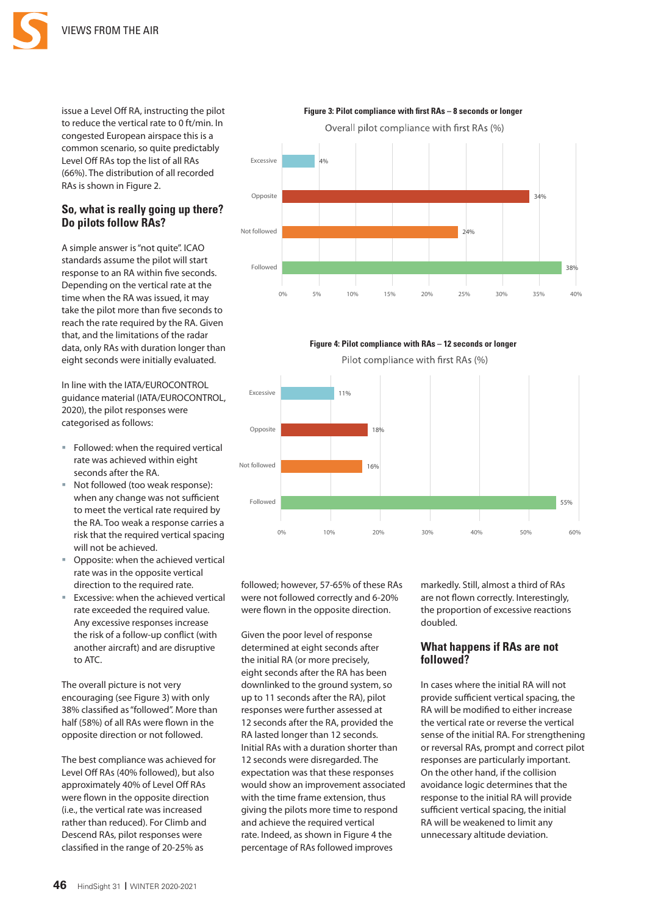issue a Level Off RA, instructing the pilot to reduce the vertical rate to 0 ft/min. In congested European airspace this is a common scenario, so quite predictably Level Off RAs top the list of all RAs (66%). The distribution of all recorded RAs is shown in Figure 2.

## So, what is really going up there? Do pilots follow RAs?

A simple answer is "not quite". ICAO standards assume the pilot will start response to an RA within five seconds. Depending on the vertical rate at the time when the RA was issued, it may take the pilot more than five seconds to reach the rate required by the RA. Given that, and the limitations of the radar data, only RAs with duration longer than eight seconds were initially evaluated.

In line with the IATA/EUROCONTROL guidance material (IATA/EUROCONTROL, 2020), the pilot responses were categorised as follows:

- Followed: when the required vertical rate was achieved within eight seconds after the RA.
- Not followed (too weak response): when any change was not sufficient to meet the vertical rate required by the RA. Too weak a response carries a risk that the required vertical spacing will not be achieved.
- Opposite: when the achieved vertical rate was in the opposite vertical direction to the required rate.
- Excessive: when the achieved vertical rate exceeded the required value. Any excessive responses increase the risk of a follow-up conflict (with another aircraft) and are disruptive to ATC.

The overall picture is not very encouraging (see Figure 3) with only 38% classified as "followed". More than half (58%) of all RAs were flown in the opposite direction or not followed.

**Figure 3: Pilot compliance with first RAs – 8 seconds or longer**

Overall pilot compliance with first RAs (%)

| Response | % |
|---|---|
| Excessive | 4% |
| Opposite | 34% |
| Not followed | 24% |
| Followed | 38% |

The best compliance was achieved for Level Off RAs (40% followed), but also approximately 40% of Level Off RAs were flown in the opposite direction (i.e., the vertical rate was increased rather than reduced). For Climb and Descend RAs, pilot responses were classified in the range of 20-25% as followed; however, 57-65% of these RAs were not followed correctly and 6-20% were flown in the opposite direction.

Given the poor level of response determined at eight seconds after the initial RA (or more precisely, eight seconds after the RA has been downlinked to the ground system, so up to 11 seconds after the RA), pilot responses were further assessed at 12 seconds after the RA, provided the RA lasted longer than 12 seconds. Initial RAs with a duration shorter than 12 seconds were disregarded. The expectation was that these responses would show an improvement associated with the time frame extension, thus giving the pilots more time to respond and achieve the required vertical rate. Indeed, as shown in Figure 4 the percentage of RAs followed improves markedly. Still, almost a third of RAs are not flown correctly. Interestingly, the proportion of excessive reactions doubled.

**Figure 4: Pilot compliance with RAs – 12 seconds or longer**

Pilot compliance with first RAs (%)

| Response | % |
|---|---|
| Excessive | 11% |
| Opposite | 18% |
| Not followed | 16% |
| Followed | 55% |

## What happens if RAs are not followed?

In cases where the initial RA will not provide sufficient vertical spacing, the RA will be modified to either increase the vertical rate or reverse the vertical sense of the initial RA. For strengthening or reversal RAs, prompt and correct pilot responses are particularly important. On the other hand, if the collision avoidance logic determines that the response to the initial RA will provide sufficient vertical spacing, the initial RA will be weakened to limit any unnecessary altitude deviation.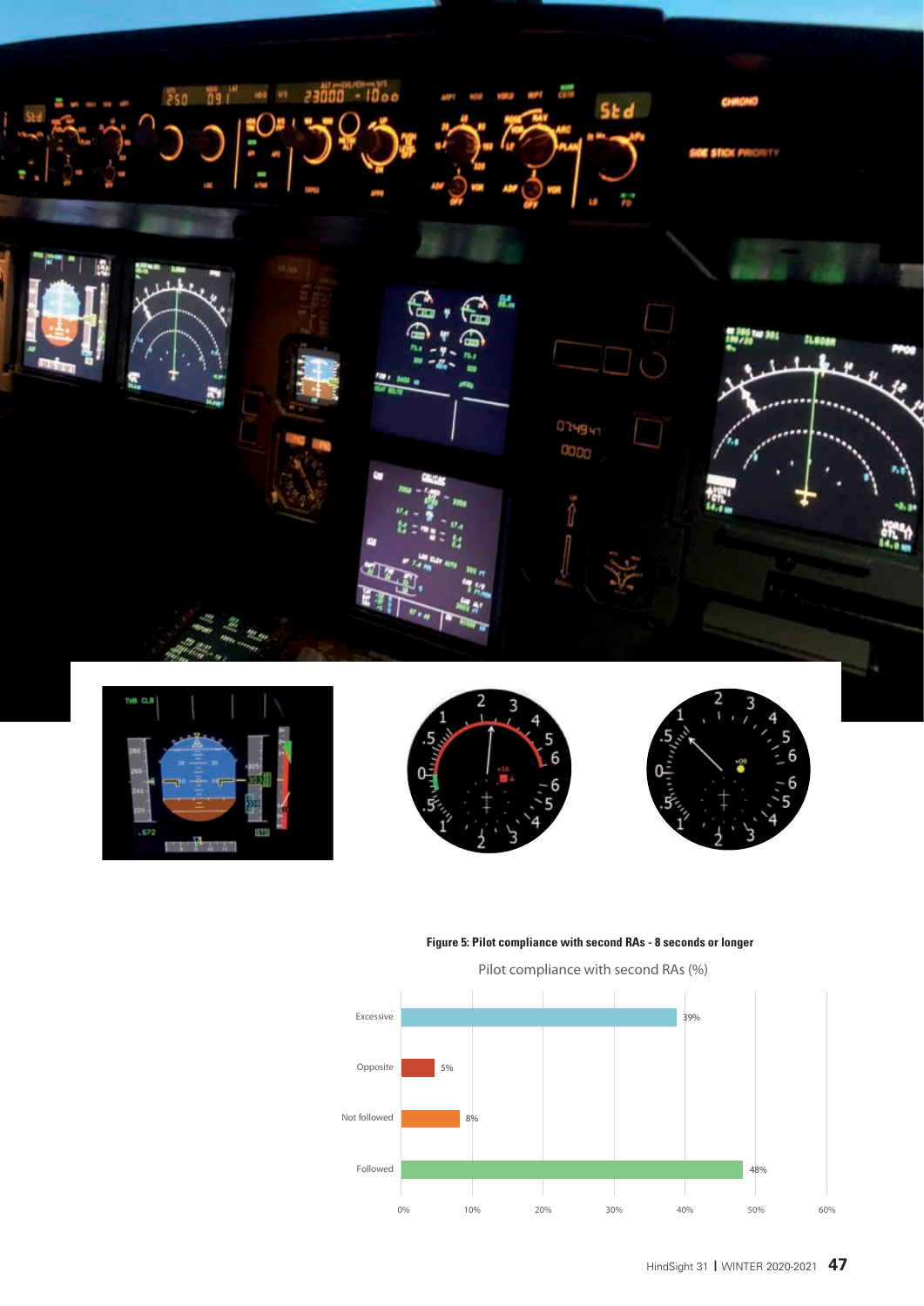**Figure 5: Pilot compliance with second RAs - 8 seconds or longer**

Pilot compliance with second RAs (%)

| Response | % |
|---|---|
| Excessive | 39% |
| Opposite | 5% |
| Not followed | 8% |
| Followed | 48% |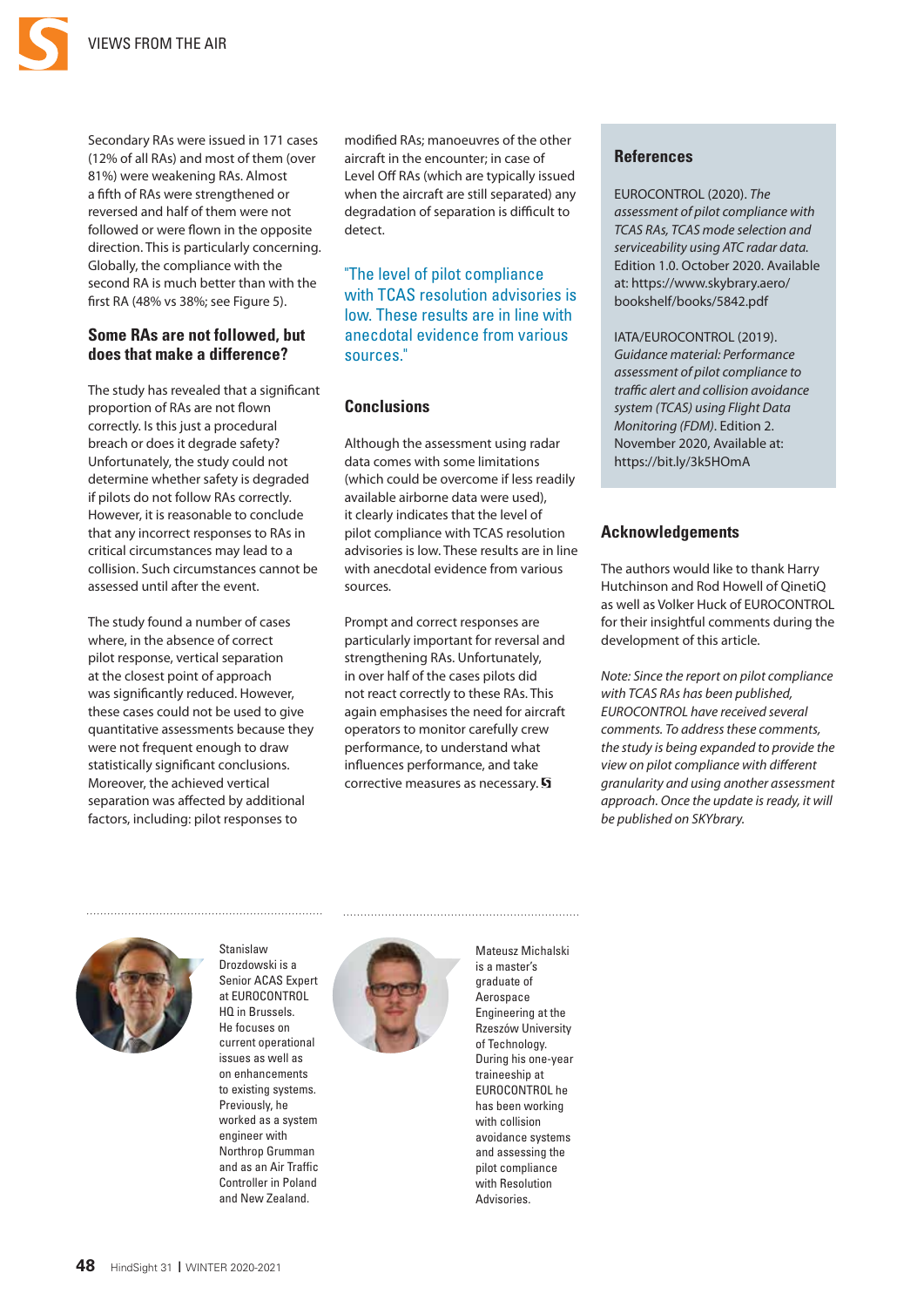Secondary RAs were issued in 171 cases (12% of all RAs) and most of them (over 81%) were weakening RAs. Almost a fifth of RAs were strengthened or reversed and half of them were not followed or were flown in the opposite direction. This is particularly concerning. Globally, the compliance with the second RA is much better than with the first RA (48% vs 38%; see Figure 5).

## Some RAs are not followed, but does that make a difference?

The study has revealed that a significant proportion of RAs are not flown correctly. Is this just a procedural breach or does it degrade safety? Unfortunately, the study could not determine whether safety is degraded if pilots do not follow RAs correctly. However, it is reasonable to conclude that any incorrect responses to RAs in critical circumstances may lead to a collision. Such circumstances cannot be assessed until after the event.

The study found a number of cases where, in the absence of correct pilot response, vertical separation at the closest point of approach was significantly reduced. However, these cases could not be used to give quantitative assessments because they were not frequent enough to draw statistically significant conclusions. Moreover, the achieved vertical separation was affected by additional factors, including: pilot responses to modified RAs; manoeuvres of the other aircraft in the encounter; in case of Level Off RAs (which are typically issued when the aircraft are still separated) any degradation of separation is difficult to detect.

"The level of pilot compliance with TCAS resolution advisories is low. These results are in line with anecdotal evidence from various sources."

## Conclusions

Although the assessment using radar data comes with some limitations (which could be overcome if less readily available airborne data were used), it clearly indicates that the level of pilot compliance with TCAS resolution advisories is low. These results are in line with anecdotal evidence from various sources.

Prompt and correct responses are particularly important for reversal and strengthening RAs. Unfortunately, in over half of the cases pilots did not react correctly to these RAs. This again emphasises the need for aircraft operators to monitor carefully crew performance, to understand what influences performance, and take corrective measures as necessary.

## References

EUROCONTROL (2020). *The assessment of pilot compliance with TCAS RAs, TCAS mode selection and serviceability using ATC radar data.* Edition 1.0. October 2020. Available at: https://www.skybrary.aero/bookshelf/books/5842.pdf

IATA/EUROCONTROL (2019). *Guidance material: Performance assessment of pilot compliance to traffic alert and collision avoidance system (TCAS) using Flight Data Monitoring (FDM)*. Edition 2. November 2020, Available at: https://bit.ly/3k5HOmA

## Acknowledgements

The authors would like to thank Harry Hutchinson and Rod Howell of QinetiQ as well as Volker Huck of EUROCONTROL for their insightful comments during the development of this article.

*Note: Since the report on pilot compliance with TCAS RAs has been published, EUROCONTROL have received several comments. To address these comments, the study is being expanded to provide the view on pilot compliance with different granularity and using another assessment approach. Once the update is ready, it will be published on SKYbrary.*

Stanislaw Drozdowski is a Senior ACAS Expert at EUROCONTROL HQ in Brussels. He focuses on current operational issues as well as on enhancements to existing systems. Previously, he worked as a system engineer with Northrop Grumman and as an Air Traffic Controller in Poland and New Zealand.

Mateusz Michalski is a master's graduate of Aerospace Engineering at the Rzeszów University of Technology. During his one-year traineeship at EUROCONTROL he has been working with collision avoidance systems and assessing the pilot compliance with Resolution Advisories.